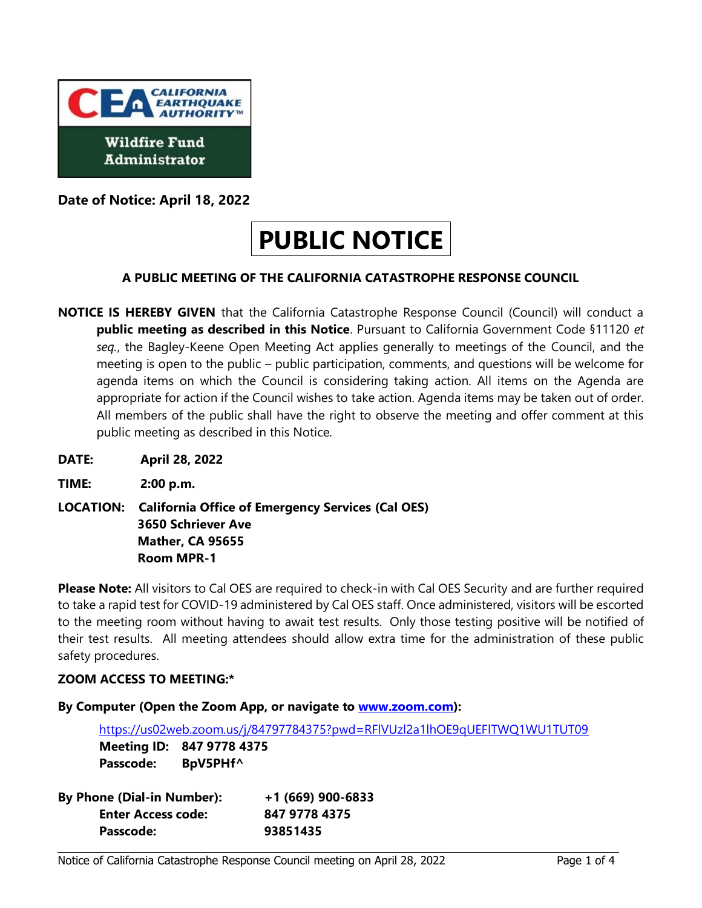CALIFORNIA EARTHQUAKE AUTHORITY™

Wildfire Fund Administrator

**Date of Notice: April 18, 2022**

# PUBLIC NOTICE

### A PUBLIC MEETING OF THE CALIFORNIA CATASTROPHE RESPONSE COUNCIL

**NOTICE IS HEREBY GIVEN** that the California Catastrophe Response Council (Council) will conduct a **public meeting as described in this Notice**. Pursuant to California Government Code §11120 *et seq.*, the Bagley-Keene Open Meeting Act applies generally to meetings of the Council, and the meeting is open to the public – public participation, comments, and questions will be welcome for agenda items on which the Council is considering taking action. All items on the Agenda are appropriate for action if the Council wishes to take action. Agenda items may be taken out of order. All members of the public shall have the right to observe the meeting and offer comment at this public meeting as described in this Notice.

**DATE:** **April 28, 2022**

**TIME:** **2:00 p.m.**

**LOCATION:** **California Office of Emergency Services (Cal OES)**
**3650 Schriever Ave**
**Mather, CA 95655**
**Room MPR-1**

**Please Note:** All visitors to Cal OES are required to check-in with Cal OES Security and are further required to take a rapid test for COVID-19 administered by Cal OES staff. Once administered, visitors will be escorted to the meeting room without having to await test results. Only those testing positive will be notified of their test results. All meeting attendees should allow extra time for the administration of these public safety procedures.

**ZOOM ACCESS TO MEETING:***

**By Computer (Open the Zoom App, or navigate to [www.zoom.com](http://www.zoom.com)):**

https://us02web.zoom.us/j/84797784375?pwd=RFlVUzl2a1lhOE9qUEFlTWQ1WU1TUT09
**Meeting ID:** **847 9778 4375**
**Passcode:** **BpV5PHf^**

**By Phone (Dial-in Number):** **+1 (669) 900-6833**
**Enter Access code:** **847 9778 4375**
**Passcode:** **93851435**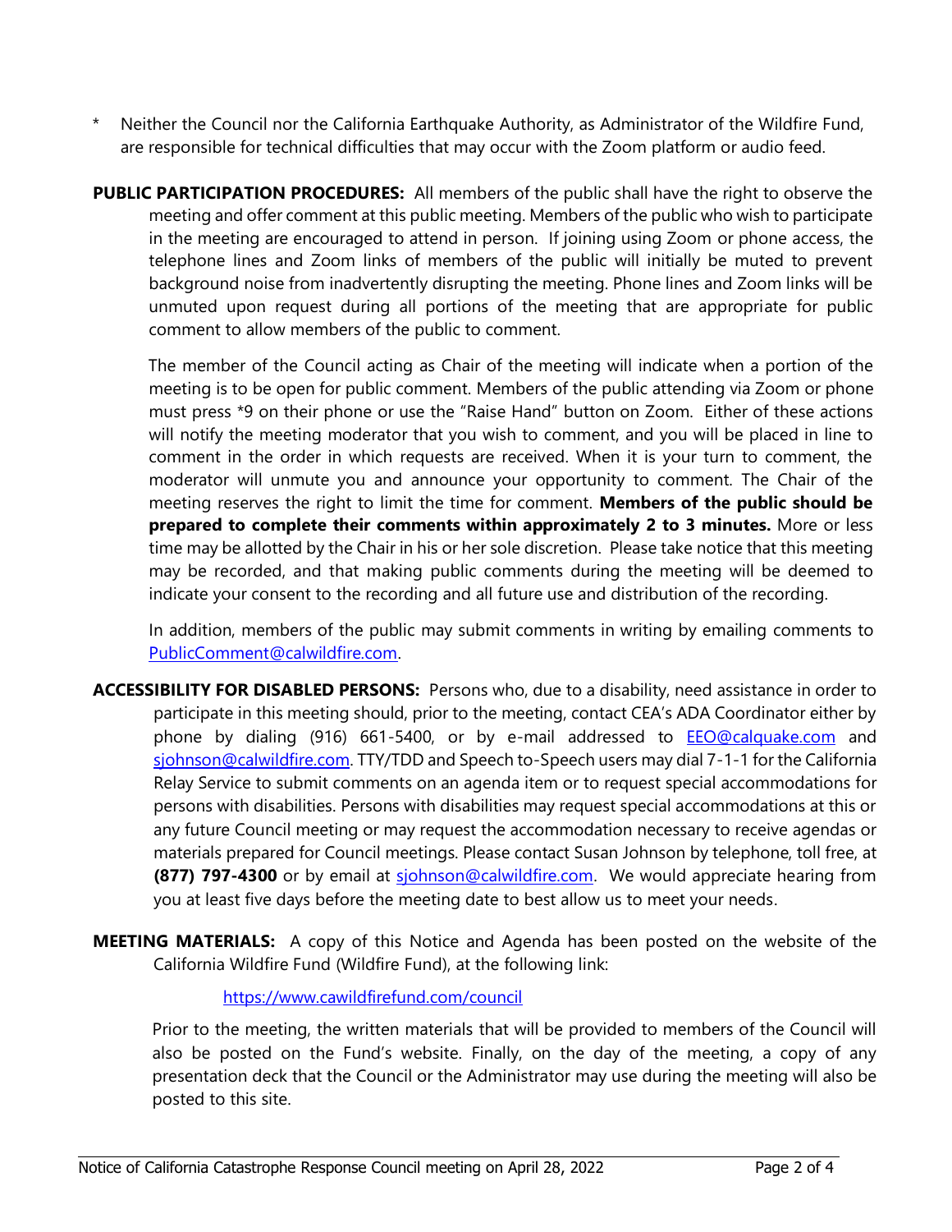\* Neither the Council nor the California Earthquake Authority, as Administrator of the Wildfire Fund, are responsible for technical difficulties that may occur with the Zoom platform or audio feed.

**PUBLIC PARTICIPATION PROCEDURES:** All members of the public shall have the right to observe the meeting and offer comment at this public meeting. Members of the public who wish to participate in the meeting are encouraged to attend in person. If joining using Zoom or phone access, the telephone lines and Zoom links of members of the public will initially be muted to prevent background noise from inadvertently disrupting the meeting. Phone lines and Zoom links will be unmuted upon request during all portions of the meeting that are appropriate for public comment to allow members of the public to comment.

The member of the Council acting as Chair of the meeting will indicate when a portion of the meeting is to be open for public comment. Members of the public attending via Zoom or phone must press *9 on their phone or use the "Raise Hand" button on Zoom. Either of these actions will notify the meeting moderator that you wish to comment, and you will be placed in line to comment in the order in which requests are received. When it is your turn to comment, the moderator will unmute you and announce your opportunity to comment. The Chair of the meeting reserves the right to limit the time for comment. **Members of the public should be prepared to complete their comments within approximately 2 to 3 minutes.** More or less time may be allotted by the Chair in his or her sole discretion. Please take notice that this meeting may be recorded, and that making public comments during the meeting will be deemed to indicate your consent to the recording and all future use and distribution of the recording.

In addition, members of the public may submit comments in writing by emailing comments to [PublicComment@calwildfire.com](mailto:PublicComment@calwildfire.com).

**ACCESSIBILITY FOR DISABLED PERSONS:** Persons who, due to a disability, need assistance in order to participate in this meeting should, prior to the meeting, contact CEA's ADA Coordinator either by phone by dialing (916) 661-5400, or by e-mail addressed to [EEO@calquake.com](mailto:EEO@calquake.com) and [sjohnson@calwildfire.com](mailto:sjohnson@calwildfire.com). TTY/TDD and Speech to-Speech users may dial 7-1-1 for the California Relay Service to submit comments on an agenda item or to request special accommodations for persons with disabilities. Persons with disabilities may request special accommodations at this or any future Council meeting or may request the accommodation necessary to receive agendas or materials prepared for Council meetings. Please contact Susan Johnson by telephone, toll free, at **(877) 797-4300** or by email at [sjohnson@calwildfire.com](mailto:sjohnson@calwildfire.com). We would appreciate hearing from you at least five days before the meeting date to best allow us to meet your needs.

**MEETING MATERIALS:** A copy of this Notice and Agenda has been posted on the website of the California Wildfire Fund (Wildfire Fund), at the following link:

[https://www.cawildfirefund.com/council](https://www.cawildfirefund.com/council)

Prior to the meeting, the written materials that will be provided to members of the Council will also be posted on the Fund's website. Finally, on the day of the meeting, a copy of any presentation deck that the Council or the Administrator may use during the meeting will also be posted to this site.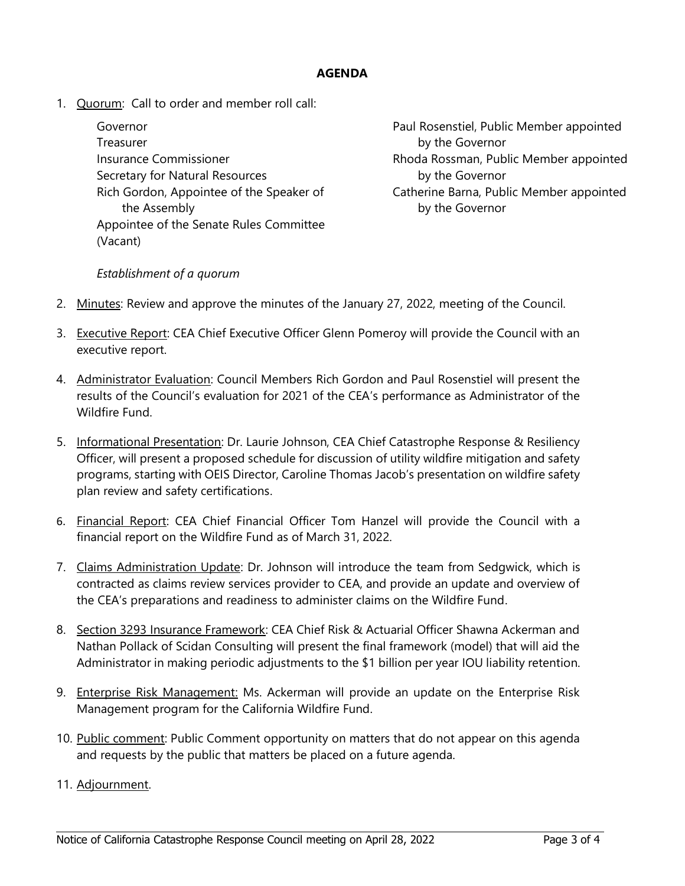**AGENDA**

1. Quorum: Call to order and member roll call:

   Governor
   Treasurer
   Insurance Commissioner
   Secretary for Natural Resources
   Rich Gordon, Appointee of the Speaker of the Assembly
   Appointee of the Senate Rules Committee (Vacant)
   Paul Rosenstiel, Public Member appointed by the Governor
   Rhoda Rossman, Public Member appointed by the Governor
   Catherine Barna, Public Member appointed by the Governor

   *Establishment of a quorum*

2. Minutes: Review and approve the minutes of the January 27, 2022, meeting of the Council.

3. Executive Report: CEA Chief Executive Officer Glenn Pomeroy will provide the Council with an executive report.

4. Administrator Evaluation: Council Members Rich Gordon and Paul Rosenstiel will present the results of the Council's evaluation for 2021 of the CEA's performance as Administrator of the Wildfire Fund.

5. Informational Presentation: Dr. Laurie Johnson, CEA Chief Catastrophe Response & Resiliency Officer, will present a proposed schedule for discussion of utility wildfire mitigation and safety programs, starting with OEIS Director, Caroline Thomas Jacob's presentation on wildfire safety plan review and safety certifications.

6. Financial Report: CEA Chief Financial Officer Tom Hanzel will provide the Council with a financial report on the Wildfire Fund as of March 31, 2022.

7. Claims Administration Update: Dr. Johnson will introduce the team from Sedgwick, which is contracted as claims review services provider to CEA, and provide an update and overview of the CEA's preparations and readiness to administer claims on the Wildfire Fund.

8. Section 3293 Insurance Framework: CEA Chief Risk & Actuarial Officer Shawna Ackerman and Nathan Pollack of Scidan Consulting will present the final framework (model) that will aid the Administrator in making periodic adjustments to the $1 billion per year IOU liability retention.

9. Enterprise Risk Management: Ms. Ackerman will provide an update on the Enterprise Risk Management program for the California Wildfire Fund.

10. Public comment: Public Comment opportunity on matters that do not appear on this agenda and requests by the public that matters be placed on a future agenda.

11. Adjournment.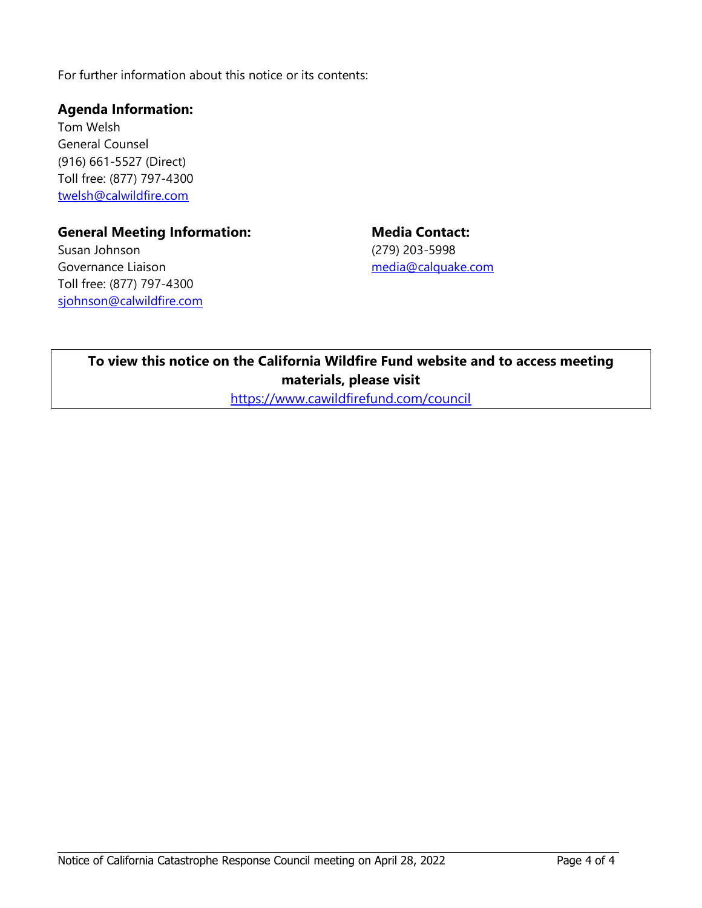For further information about this notice or its contents:

**Agenda Information:**

Tom Welsh
General Counsel
(916) 661-5527 (Direct)
Toll free: (877) 797-4300
twelsh@calwildfire.com

**General Meeting Information:**

Susan Johnson
Governance Liaison
Toll free: (877) 797-4300
sjohnson@calwildfire.com

**Media Contact:**

(279) 203-5998
media@calquake.com

**To view this notice on the California Wildfire Fund website and to access meeting materials, please visit**
https://www.cawildfirefund.com/council